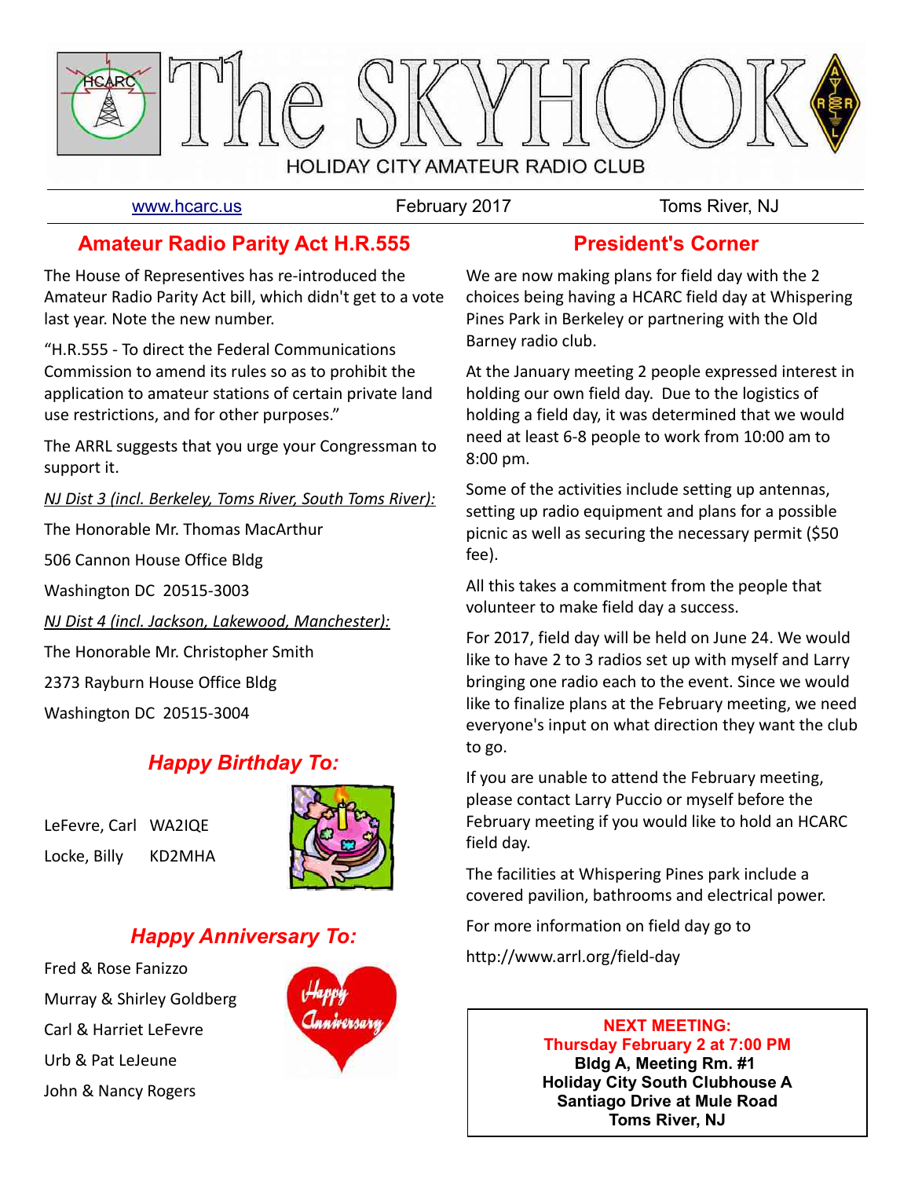# The SKYHOOK

HOLIDAY CITY AMATEUR RADIO CLUB

www.hcarc.us February 2017 Toms River, NJ

## Amateur Radio Parity Act H.R.555

The House of Representatives has re-introduced the Amateur Radio Parity Act bill, which didn't get to a vote last year. Note the new number.

"H.R.555 - To direct the Federal Communications Commission to amend its rules so as to prohibit the application to amateur stations of certain private land use restrictions, and for other purposes."

The ARRL suggests that you urge your Congressman to support it.

*NJ Dist 3 (incl. Berkeley, Toms River, South Toms River):*

The Honorable Mr. Thomas MacArthur

506 Cannon House Office Bldg

Washington DC 20515-3003

*NJ Dist 4 (incl. Jackson, Lakewood, Manchester):*

The Honorable Mr. Christopher Smith

2373 Rayburn House Office Bldg

Washington DC 20515-3004

## *Happy Birthday To:*

LeFevre, Carl WA2IQE

Locke, Billy KD2MHA

## *Happy Anniversary To:*

Fred & Rose Fanizzo

Murray & Shirley Goldberg

Carl & Harriet LeFevre

Urb & Pat LeJeune

John & Nancy Rogers

## President's Corner

We are now making plans for field day with the 2 choices being having a HCARC field day at Whispering Pines Park in Berkeley or partnering with the Old Barney radio club.

At the January meeting 2 people expressed interest in holding our own field day. Due to the logistics of holding a field day, it was determined that we would need at least 6-8 people to work from 10:00 am to 8:00 pm.

Some of the activities include setting up antennas, setting up radio equipment and plans for a possible picnic as well as securing the necessary permit ($50 fee).

All this takes a commitment from the people that volunteer to make field day a success.

For 2017, field day will be held on June 24. We would like to have 2 to 3 radios set up with myself and Larry bringing one radio each to the event. Since we would like to finalize plans at the February meeting, we need everyone's input on what direction they want the club to go.

If you are unable to attend the February meeting, please contact Larry Puccio or myself before the February meeting if you would like to hold an HCARC field day.

The facilities at Whispering Pines park include a covered pavilion, bathrooms and electrical power.

For more information on field day go to

http://www.arrl.org/field-day

**NEXT MEETING:**
**Thursday February 2 at 7:00 PM**
**Bldg A, Meeting Rm. #1**
**Holiday City South Clubhouse A**
**Santiago Drive at Mule Road**
**Toms River, NJ**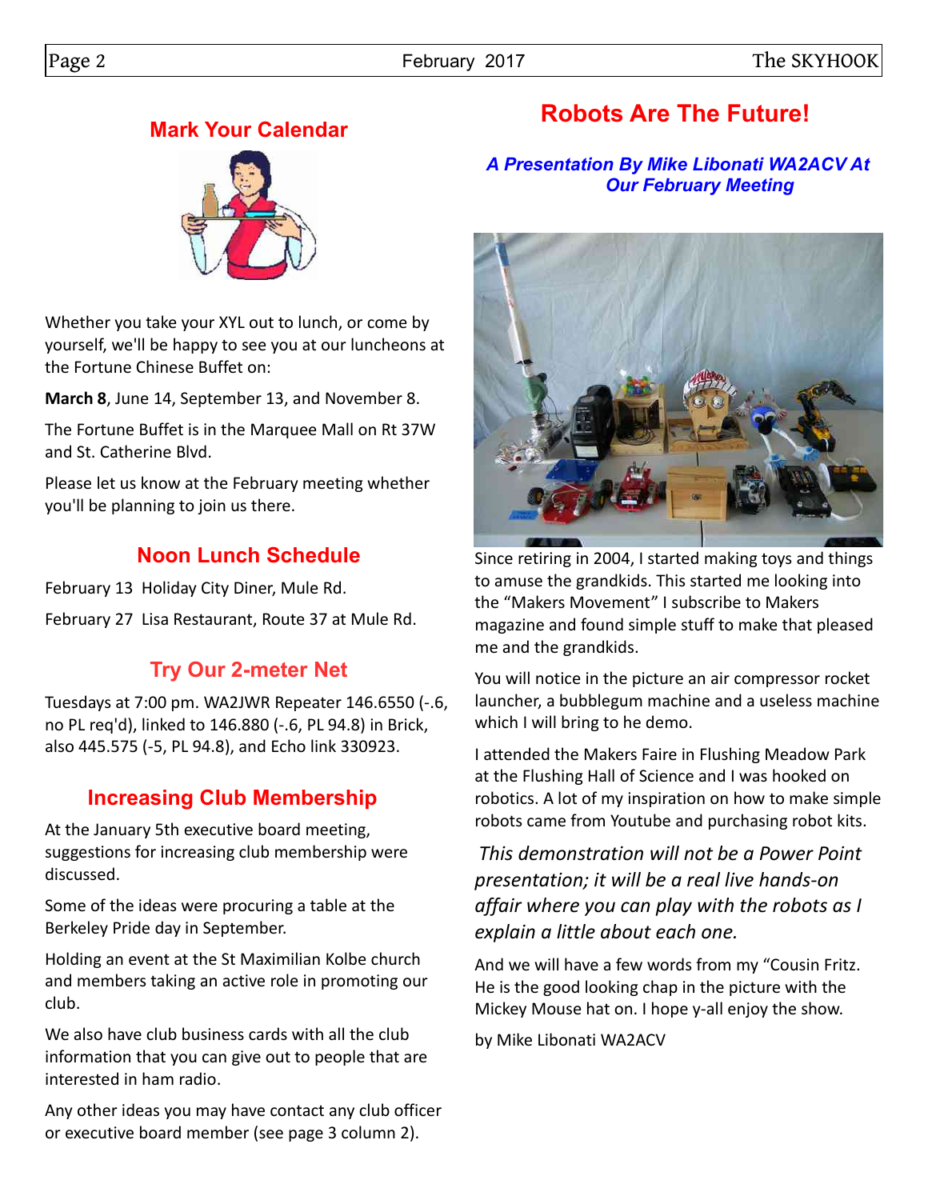## Mark Your Calendar

Whether you take your XYL out to lunch, or come by yourself, we'll be happy to see you at our luncheons at the Fortune Chinese Buffet on:

**March 8**, June 14, September 13, and November 8.

The Fortune Buffet is in the Marquee Mall on Rt 37W and St. Catherine Blvd.

Please let us know at the February meeting whether you'll be planning to join us there.

## Noon Lunch Schedule

February 13 Holiday City Diner, Mule Rd.

February 27 Lisa Restaurant, Route 37 at Mule Rd.

## Try Our 2-meter Net

Tuesdays at 7:00 pm. WA2JWR Repeater 146.6550 (-.6, no PL req'd), linked to 146.880 (-.6, PL 94.8) in Brick, also 445.575 (-5, PL 94.8), and Echo link 330923.

## Increasing Club Membership

At the January 5th executive board meeting, suggestions for increasing club membership were discussed.

Some of the ideas were procuring a table at the Berkeley Pride day in September.

Holding an event at the St Maximilian Kolbe church and members taking an active role in promoting our club.

We also have club business cards with all the club information that you can give out to people that are interested in ham radio.

Any other ideas you may have contact any club officer or executive board member (see page 3 column 2).

# Robots Are The Future!

***A Presentation By Mike Libonati WA2ACV At Our February Meeting***

Since retiring in 2004, I started making toys and things to amuse the grandkids. This started me looking into the "Makers Movement" I subscribe to Makers magazine and found simple stuff to make that pleased me and the grandkids.

You will notice in the picture an air compressor rocket launcher, a bubblegum machine and a useless machine which I will bring to he demo.

I attended the Makers Faire in Flushing Meadow Park at the Flushing Hall of Science and I was hooked on robotics. A lot of my inspiration on how to make simple robots came from Youtube and purchasing robot kits.

*This demonstration will not be a Power Point presentation; it will be a real live hands-on affair where you can play with the robots as I explain a little about each one.*

And we will have a few words from my "Cousin Fritz. He is the good looking chap in the picture with the Mickey Mouse hat on. I hope y-all enjoy the show.

by Mike Libonati WA2ACV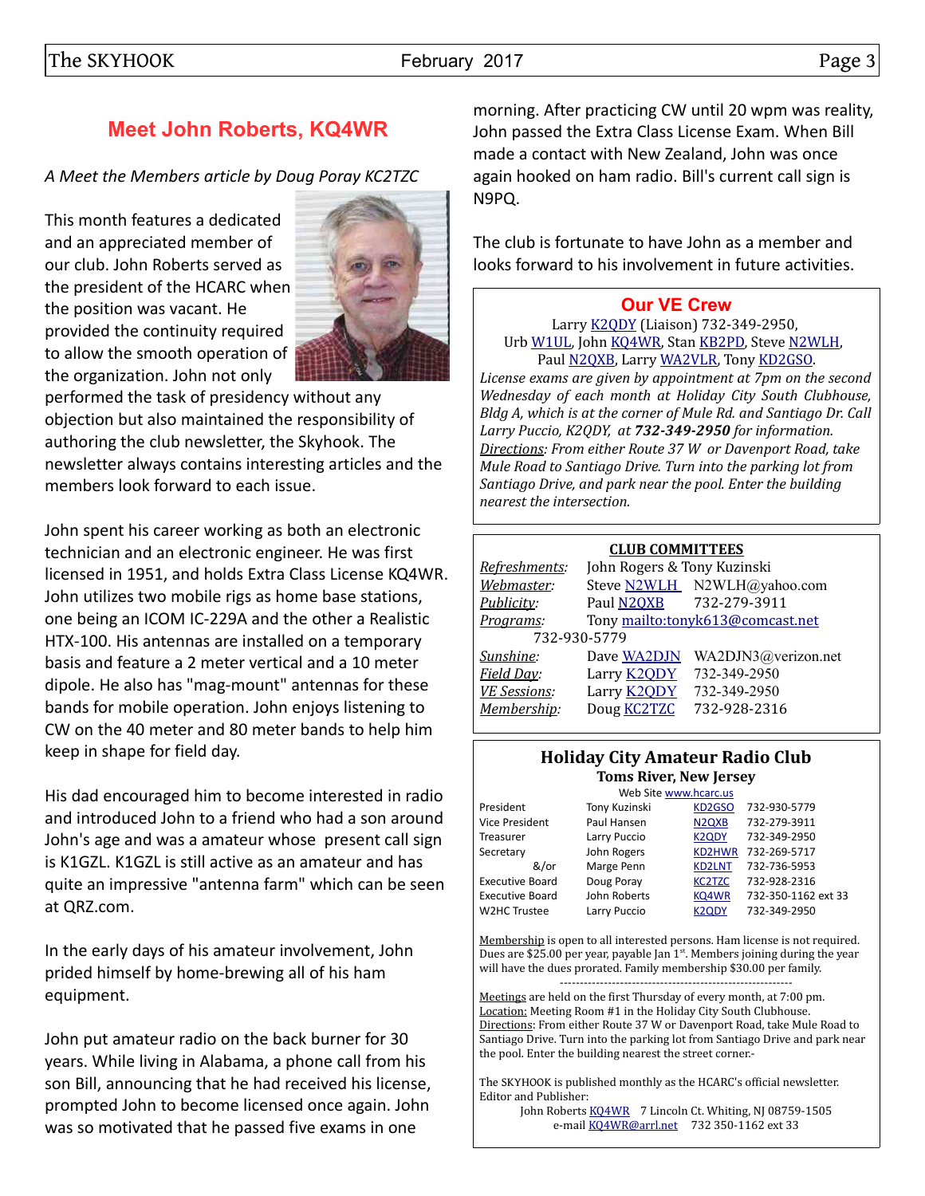## Meet John Roberts, KQ4WR

*A Meet the Members article by Doug Poray KC2TZC*

This month features a dedicated and an appreciated member of our club. John Roberts served as the president of the HCARC when the position was vacant. He provided the continuity required to allow the smooth operation of the organization. John not only performed the task of presidency without any objection but also maintained the responsibility of authoring the club newsletter, the Skyhook. The newsletter always contains interesting articles and the members look forward to each issue.

John spent his career working as both an electronic technician and an electronic engineer. He was first licensed in 1951, and holds Extra Class License KQ4WR. John utilizes two mobile rigs as home base stations, one being an ICOM IC-229A and the other a Realistic HTX-100. His antennas are installed on a temporary basis and feature a 2 meter vertical and a 10 meter dipole. He also has "mag-mount" antennas for these bands for mobile operation. John enjoys listening to CW on the 40 meter and 80 meter bands to help him keep in shape for field day.

His dad encouraged him to become interested in radio and introduced John to a friend who had a son around John's age and was a amateur whose present call sign is K1GZL. K1GZL is still active as an amateur and has quite an impressive "antenna farm" which can be seen at QRZ.com.

In the early days of his amateur involvement, John prided himself by home-brewing all of his ham equipment.

John put amateur radio on the back burner for 30 years. While living in Alabama, a phone call from his son Bill, announcing that he had received his license, prompted John to become licensed once again. John was so motivated that he passed five exams in one morning. After practicing CW until 20 wpm was reality, John passed the Extra Class License Exam. When Bill made a contact with New Zealand, John was once again hooked on ham radio. Bill's current call sign is N9PQ.

The club is fortunate to have John as a member and looks forward to his involvement in future activities.

### Our VE Crew

Larry K2QDY (Liaison) 732-349-2950,
Urb W1UL, John KQ4WR, Stan KB2PD, Steve N2WLH,
Paul N2QXB, Larry WA2VLR, Tony KD2GSO.

*License exams are given by appointment at 7pm on the second Wednesday of each month at Holiday City South Clubhouse, Bldg A, which is at the corner of Mule Rd. and Santiago Dr. Call Larry Puccio, K2QDY, at* ***732-349-2950*** *for information.*
*Directions: From either Route 37 W or Davenport Road, take Mule Road to Santiago Drive. Turn into the parking lot from Santiago Drive, and park near the pool. Enter the building nearest the intersection.*

### CLUB COMMITTEES

| | | |
|---|---|---|
| *Refreshments:* | John Rogers & Tony Kuzinski | |
| *Webmaster:* | Steve N2WLH | N2WLH@yahoo.com |
| *Publicity:* | Paul N2QXB | 732-279-3911 |
| *Programs:* | Tony mailto:tonyk613@comcast.net 732-930-5779 | |
| *Sunshine:* | Dave WA2DJN | WA2DJN3@verizon.net |
| *Field Day:* | Larry K2QDY | 732-349-2950 |
| *VE Sessions:* | Larry K2QDY | 732-349-2950 |
| *Membership:* | Doug KC2TZC | 732-928-2316 |

### Holiday City Amateur Radio Club
**Toms River, New Jersey**

Web Site www.hcarc.us

| | | | |
|---|---|---|---|
| President | Tony Kuzinski | KD2GSO | 732-930-5779 |
| Vice President | Paul Hansen | N2QXB | 732-279-3911 |
| Treasurer | Larry Puccio | K2QDY | 732-349-2950 |
| Secretary | John Rogers | KD2HWR | 732-269-5717 |
| &/or | Marge Penn | KD2LNT | 732-736-5953 |
| Executive Board | Doug Poray | KC2TZC | 732-928-2316 |
| Executive Board | John Roberts | KQ4WR | 732-350-1162 ext 33 |
| W2HC Trustee | Larry Puccio | K2QDY | 732-349-2950 |

Membership is open to all interested persons. Ham license is not required. Dues are $25.00 per year, payable Jan 1st. Members joining during the year will have the dues prorated. Family membership $30.00 per family.

---

Meetings are held on the first Thursday of every month, at 7:00 pm.
Location: Meeting Room #1 in the Holiday City South Clubhouse.
Directions: From either Route 37 W or Davenport Road, take Mule Road to Santiago Drive. Turn into the parking lot from Santiago Drive and park near the pool. Enter the building nearest the street corner.-

The SKYHOOK is published monthly as the HCARC's official newsletter.
Editor and Publisher:
John Roberts KQ4WR 7 Lincoln Ct. Whiting, NJ 08759-1505
e-mail KQ4WR@arrl.net 732 350-1162 ext 33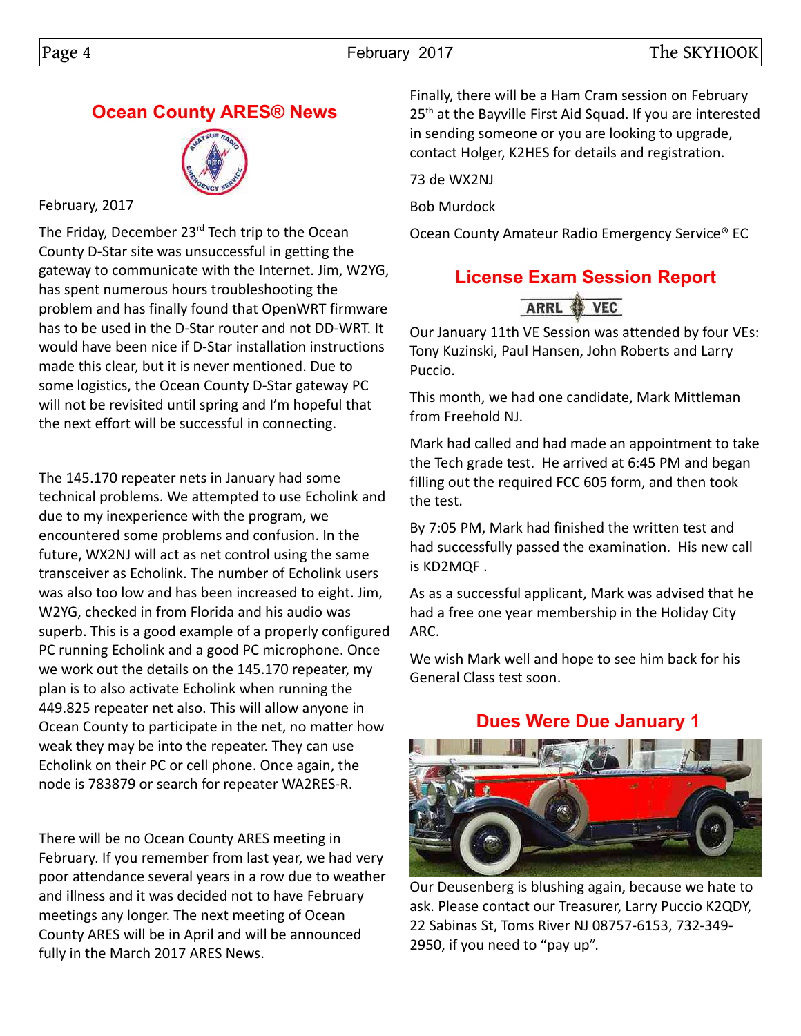## Ocean County ARES® News

February, 2017

The Friday, December 23rd Tech trip to the Ocean County D-Star site was unsuccessful in getting the gateway to communicate with the Internet. Jim, W2YG, has spent numerous hours troubleshooting the problem and has finally found that OpenWRT firmware has to be used in the D-Star router and not DD-WRT. It would have been nice if D-Star installation instructions made this clear, but it is never mentioned. Due to some logistics, the Ocean County D-Star gateway PC will not be revisited until spring and I'm hopeful that the next effort will be successful in connecting.

The 145.170 repeater nets in January had some technical problems. We attempted to use Echolink and due to my inexperience with the program, we encountered some problems and confusion. In the future, WX2NJ will act as net control using the same transceiver as Echolink. The number of Echolink users was also too low and has been increased to eight. Jim, W2YG, checked in from Florida and his audio was superb. This is a good example of a properly configured PC running Echolink and a good PC microphone. Once we work out the details on the 145.170 repeater, my plan is to also activate Echolink when running the 449.825 repeater net also. This will allow anyone in Ocean County to participate in the net, no matter how weak they may be into the repeater. They can use Echolink on their PC or cell phone. Once again, the node is 783879 or search for repeater WA2RES-R.

There will be no Ocean County ARES meeting in February. If you remember from last year, we had very poor attendance several years in a row due to weather and illness and it was decided not to have February meetings any longer. The next meeting of Ocean County ARES will be in April and will be announced fully in the March 2017 ARES News.

Finally, there will be a Ham Cram session on February 25th at the Bayville First Aid Squad. If you are interested in sending someone or you are looking to upgrade, contact Holger, K2HES for details and registration.

73 de WX2NJ

Bob Murdock

Ocean County Amateur Radio Emergency Service® EC

## License Exam Session Report

Our January 11th VE Session was attended by four VEs: Tony Kuzinski, Paul Hansen, John Roberts and Larry Puccio.

This month, we had one candidate, Mark Mittleman from Freehold NJ.

Mark had called and had made an appointment to take the Tech grade test. He arrived at 6:45 PM and began filling out the required FCC 605 form, and then took the test.

By 7:05 PM, Mark had finished the written test and had successfully passed the examination. His new call is KD2MQF .

As as a successful applicant, Mark was advised that he had a free one year membership in the Holiday City ARC.

We wish Mark well and hope to see him back for his General Class test soon.

## Dues Were Due January 1

Our Deusenberg is blushing again, because we hate to ask. Please contact our Treasurer, Larry Puccio K2QDY, 22 Sabinas St, Toms River NJ 08757-6153, 732-349-2950, if you need to "pay up".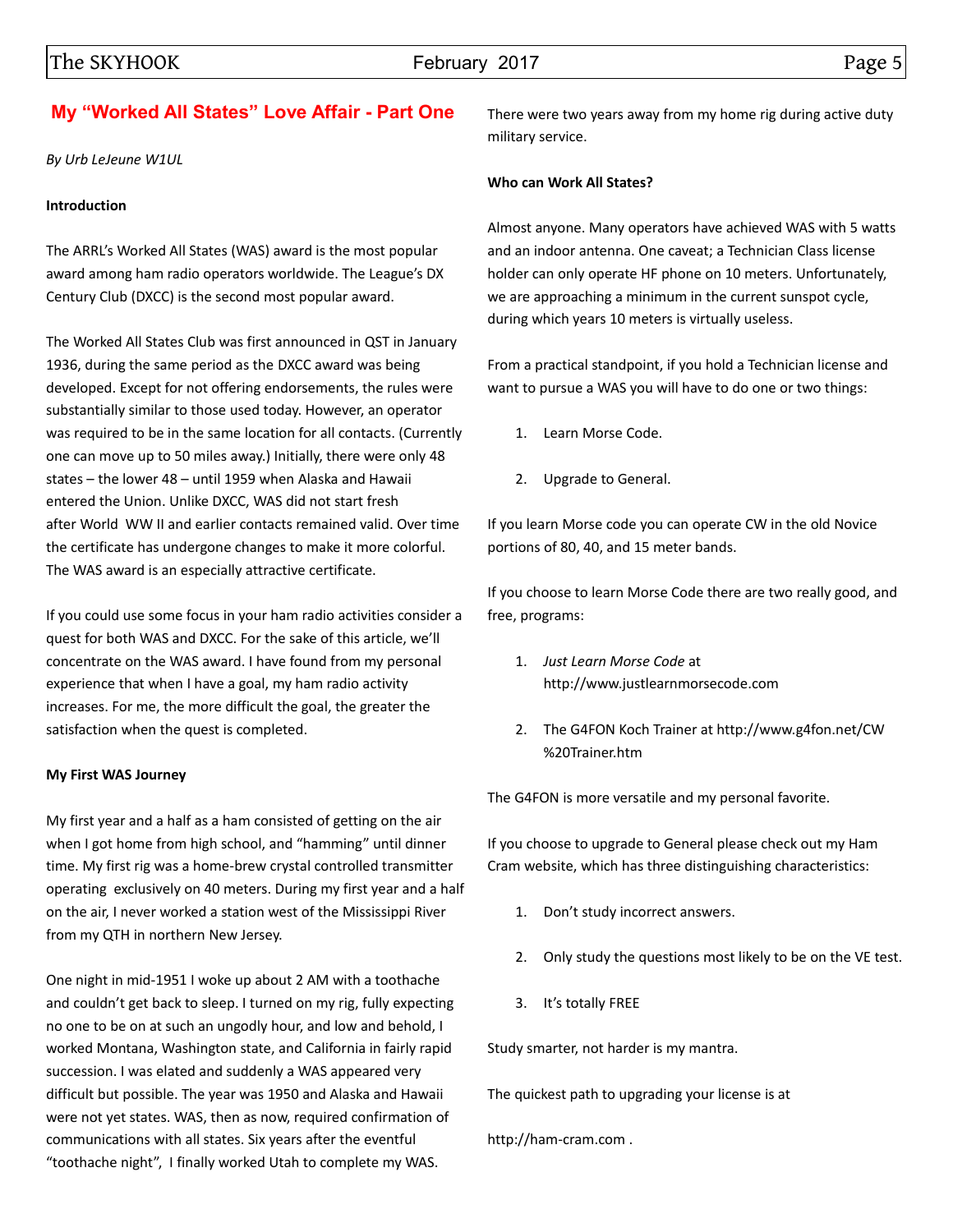## My "Worked All States" Love Affair - Part One

*By Urb LeJeune W1UL*

**Introduction**

The ARRL's Worked All States (WAS) award is the most popular award among ham radio operators worldwide. The League's DX Century Club (DXCC) is the second most popular award.

The Worked All States Club was first announced in QST in January 1936, during the same period as the DXCC award was being developed. Except for not offering endorsements, the rules were substantially similar to those used today. However, an operator was required to be in the same location for all contacts. (Currently one can move up to 50 miles away.) Initially, there were only 48 states – the lower 48 – until 1959 when Alaska and Hawaii entered the Union. Unlike DXCC, WAS did not start fresh after World WW II and earlier contacts remained valid. Over time the certificate has undergone changes to make it more colorful. The WAS award is an especially attractive certificate.

If you could use some focus in your ham radio activities consider a quest for both WAS and DXCC. For the sake of this article, we'll concentrate on the WAS award. I have found from my personal experience that when I have a goal, my ham radio activity increases. For me, the more difficult the goal, the greater the satisfaction when the quest is completed.

**My First WAS Journey**

My first year and a half as a ham consisted of getting on the air when I got home from high school, and "hamming" until dinner time. My first rig was a home-brew crystal controlled transmitter operating exclusively on 40 meters. During my first year and a half on the air, I never worked a station west of the Mississippi River from my QTH in northern New Jersey.

One night in mid-1951 I woke up about 2 AM with a toothache and couldn't get back to sleep. I turned on my rig, fully expecting no one to be on at such an ungodly hour, and low and behold, I worked Montana, Washington state, and California in fairly rapid succession. I was elated and suddenly a WAS appeared very difficult but possible. The year was 1950 and Alaska and Hawaii were not yet states. WAS, then as now, required confirmation of communications with all states. Six years after the eventful "toothache night", I finally worked Utah to complete my WAS. There were two years away from my home rig during active duty military service.

**Who can Work All States?**

Almost anyone. Many operators have achieved WAS with 5 watts and an indoor antenna. One caveat; a Technician Class license holder can only operate HF phone on 10 meters. Unfortunately, we are approaching a minimum in the current sunspot cycle, during which years 10 meters is virtually useless.

From a practical standpoint, if you hold a Technician license and want to pursue a WAS you will have to do one or two things:

1. Learn Morse Code.
2. Upgrade to General.

If you learn Morse code you can operate CW in the old Novice portions of 80, 40, and 15 meter bands.

If you choose to learn Morse Code there are two really good, and free, programs:

1. *Just Learn Morse Code* at http://www.justlearnmorsecode.com
2. The G4FON Koch Trainer at http://www.g4fon.net/CW%20Trainer.htm

The G4FON is more versatile and my personal favorite.

If you choose to upgrade to General please check out my Ham Cram website, which has three distinguishing characteristics:

1. Don't study incorrect answers.
2. Only study the questions most likely to be on the VE test.
3. It's totally FREE

Study smarter, not harder is my mantra.

The quickest path to upgrading your license is at

http://ham-cram.com .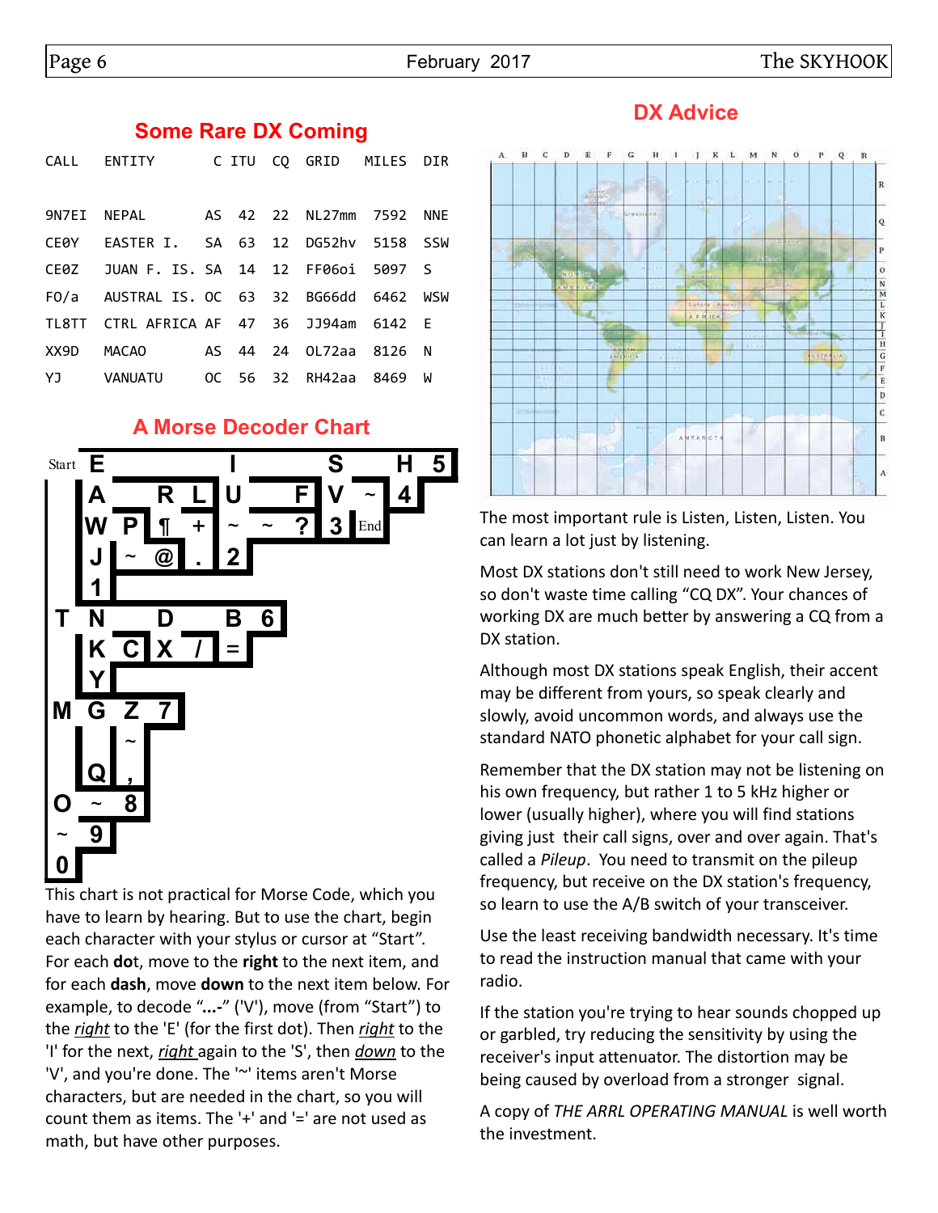## Some Rare DX Coming

| CALL | ENTITY | C | ITU | CQ | GRID | MILES | DIR |
|---|---|---|---|---|---|---|---|
| 9N7EI | NEPAL | AS | 42 | 22 | NL27mm | 7592 | NNE |
| CE0Y | EASTER I. | SA | 63 | 12 | DG52hv | 5158 | SSW |
| CE0Z | JUAN F. IS. | SA | 14 | 12 | FF06oi | 5097 | S |
| FO/a | AUSTRAL IS. | OC | 63 | 32 | BG66dd | 6462 | WSW |
| TL8TT | CTRL AFRICA | AF | 47 | 36 | JJ94am | 6142 | E |
| XX9D | MACAO | AS | 44 | 24 | OL72aa | 8126 | N |
| YJ | VANUATU | OC | 56 | 32 | RH42aa | 8469 | W |

## A Morse Decoder Chart

This chart is not practical for Morse Code, which you have to learn by hearing. But to use the chart, begin each character with your stylus or cursor at "Start". For each **dot**, move to the **right** to the next item, and for each **dash**, move **down** to the next item below. For example, to decode "**...-**" ('V'), move (from "Start") to the *right* to the 'E' (for the first dot). Then *right* to the 'I' for the next, *right* again to the 'S', then *down* to the 'V', and you're done. The '~' items aren't Morse characters, but are needed in the chart, so you will count them as items. The '+' and '=' are not used as math, but have other purposes.

## DX Advice

The most important rule is Listen, Listen, Listen. You can learn a lot just by listening.

Most DX stations don't still need to work New Jersey, so don't waste time calling "CQ DX". Your chances of working DX are much better by answering a CQ from a DX station.

Although most DX stations speak English, their accent may be different from yours, so speak clearly and slowly, avoid uncommon words, and always use the standard NATO phonetic alphabet for your call sign.

Remember that the DX station may not be listening on his own frequency, but rather 1 to 5 kHz higher or lower (usually higher), where you will find stations giving just their call signs, over and over again. That's called a *Pileup*. You need to transmit on the pileup frequency, but receive on the DX station's frequency, so learn to use the A/B switch of your transceiver.

Use the least receiving bandwidth necessary. It's time to read the instruction manual that came with your radio.

If the station you're trying to hear sounds chopped up or garbled, try reducing the sensitivity by using the receiver's input attenuator. The distortion may be being caused by overload from a stronger signal.

A copy of *THE ARRL OPERATING MANUAL* is well worth the investment.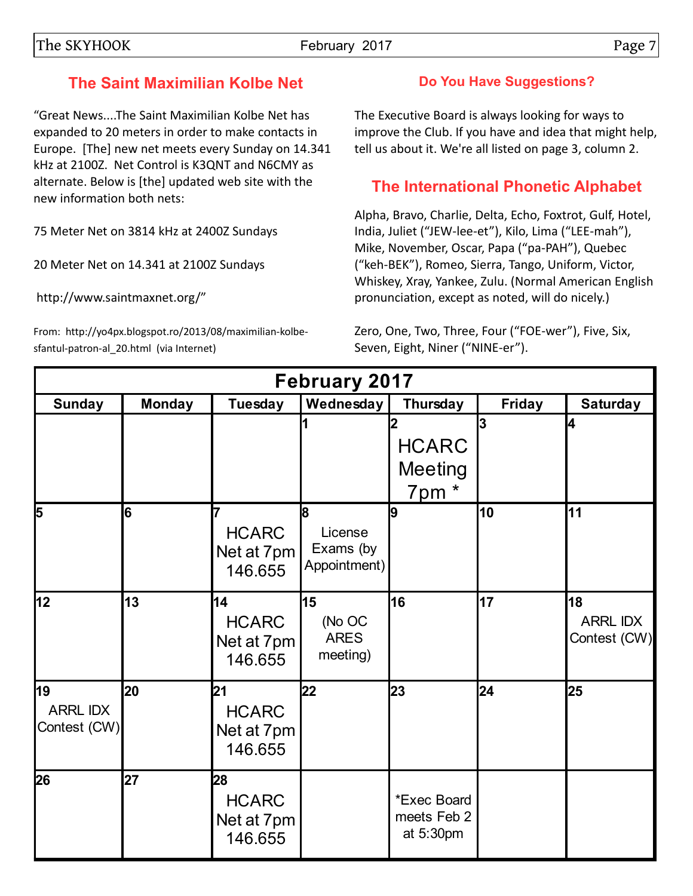## The Saint Maximilian Kolbe Net

"Great News....The Saint Maximilian Kolbe Net has expanded to 20 meters in order to make contacts in Europe. [The] new net meets every Sunday on 14.341 kHz at 2100Z. Net Control is K3QNT and N6CMY as alternate. Below is [the] updated web site with the new information both nets:

75 Meter Net on 3814 kHz at 2400Z Sundays

20 Meter Net on 14.341 at 2100Z Sundays

http://www.saintmaxnet.org/"

From: http://yo4px.blogspot.ro/2013/08/maximilian-kolbe-sfantul-patron-al_20.html (via Internet)

## Do You Have Suggestions?

The Executive Board is always looking for ways to improve the Club. If you have and idea that might help, tell us about it. We're all listed on page 3, column 2.

## The International Phonetic Alphabet

Alpha, Bravo, Charlie, Delta, Echo, Foxtrot, Gulf, Hotel, India, Juliet ("JEW-lee-et"), Kilo, Lima ("LEE-mah"), Mike, November, Oscar, Papa ("pa-PAH"), Quebec ("keh-BEK"), Romeo, Sierra, Tango, Uniform, Victor, Whiskey, Xray, Yankee, Zulu. (Normal American English pronunciation, except as noted, will do nicely.)

Zero, One, Two, Three, Four ("FOE-wer"), Five, Six, Seven, Eight, Niner ("NINE-er").

## February 2017

| Sunday | Monday | Tuesday | Wednesday | Thursday | Friday | Saturday |
|---|---|---|---|---|---|---|
| | | | 1 | 2 HCARC Meeting 7pm * | 3 | 4 |
| 5 | 6 | 7 HCARC Net at 7pm 146.655 | 8 License Exams (by Appointment) | 9 | 10 | 11 |
| 12 | 13 | 14 HCARC Net at 7pm 146.655 | 15 (No OC ARES meeting) | 16 | 17 | 18 ARRL IDX Contest (CW) |
| 19 ARRL IDX Contest (CW) | 20 | 21 HCARC Net at 7pm 146.655 | 22 | 23 | 24 | 25 |
| 26 | 27 | 28 HCARC Net at 7pm 146.655 | | *Exec Board meets Feb 2 at 5:30pm | | |